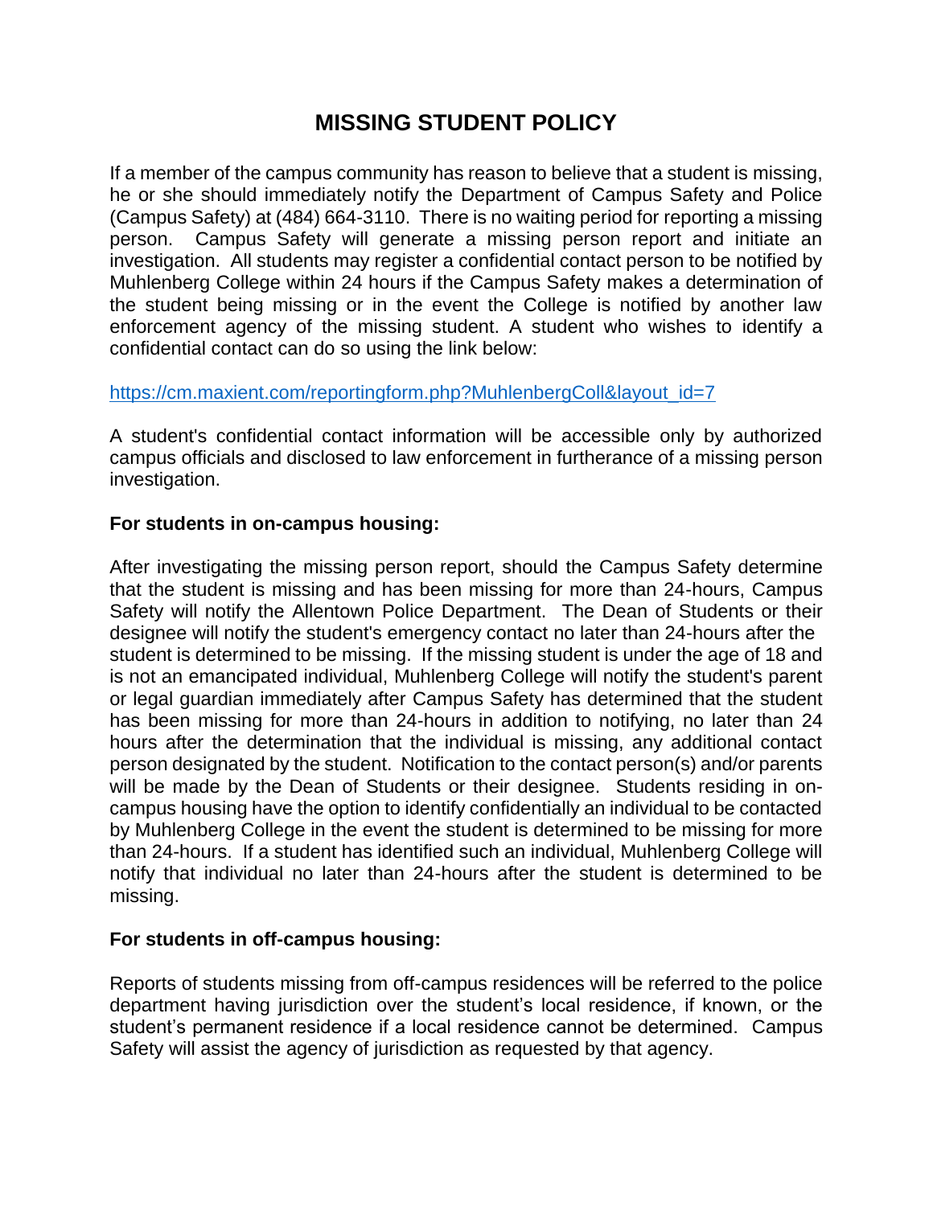# MISSING STUDENT POLICY

If a member of the campus community has reason to believe that a student is missing, he or she should immediately notify the Department of Campus Safety and Police (Campus Safety) at (484) 664-3110. There is no waiting period for reporting a missing person. Campus Safety will generate a missing person report and initiate an investigation. All students may register a confidential contact person to be notified by Muhlenberg College within 24 hours if the Campus Safety makes a determination of the student being missing or in the event the College is notified by another law enforcement agency of the missing student. A student who wishes to identify a confidential contact can do so using the link below:

https://cm.maxient.com/reportingform.php?MuhlenbergColl&layout_id=7

A student's confidential contact information will be accessible only by authorized campus officials and disclosed to law enforcement in furtherance of a missing person investigation.

**For students in on-campus housing:**

After investigating the missing person report, should the Campus Safety determine that the student is missing and has been missing for more than 24-hours, Campus Safety will notify the Allentown Police Department. The Dean of Students or their designee will notify the student's emergency contact no later than 24-hours after the student is determined to be missing. If the missing student is under the age of 18 and is not an emancipated individual, Muhlenberg College will notify the student's parent or legal guardian immediately after Campus Safety has determined that the student has been missing for more than 24-hours in addition to notifying, no later than 24 hours after the determination that the individual is missing, any additional contact person designated by the student. Notification to the contact person(s) and/or parents will be made by the Dean of Students or their designee. Students residing in on-campus housing have the option to identify confidentially an individual to be contacted by Muhlenberg College in the event the student is determined to be missing for more than 24-hours. If a student has identified such an individual, Muhlenberg College will notify that individual no later than 24-hours after the student is determined to be missing.

**For students in off-campus housing:**

Reports of students missing from off-campus residences will be referred to the police department having jurisdiction over the student's local residence, if known, or the student's permanent residence if a local residence cannot be determined. Campus Safety will assist the agency of jurisdiction as requested by that agency.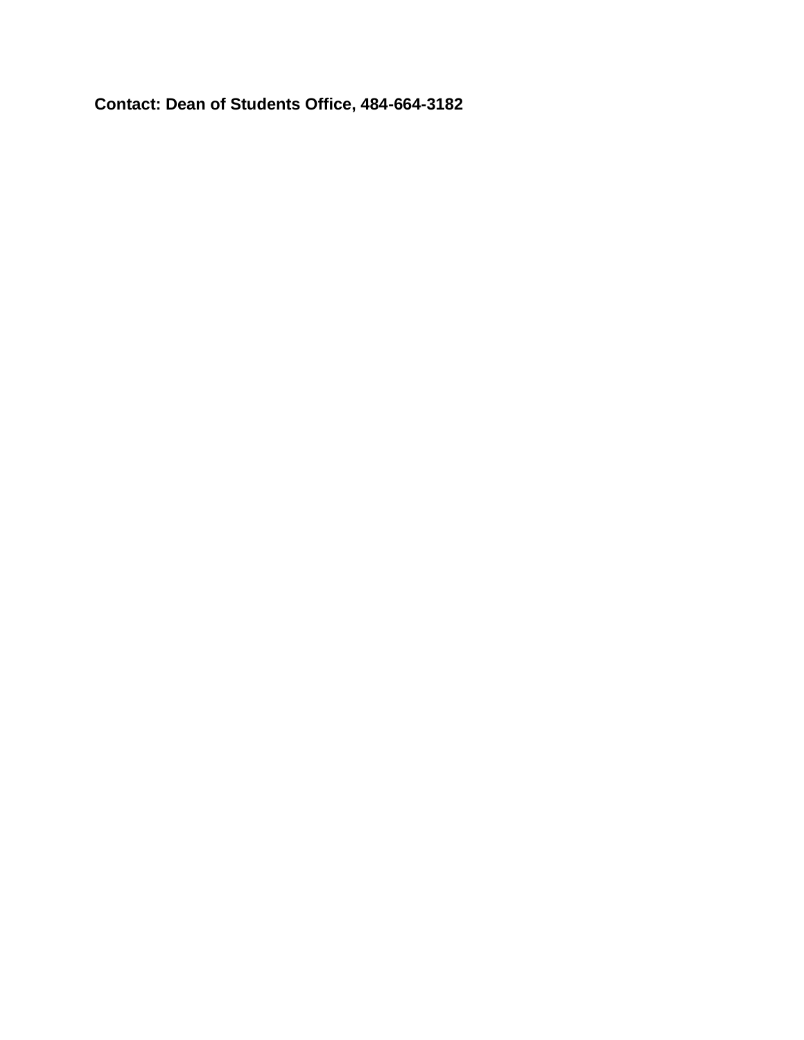**Contact: Dean of Students Office, 484-664-3182**